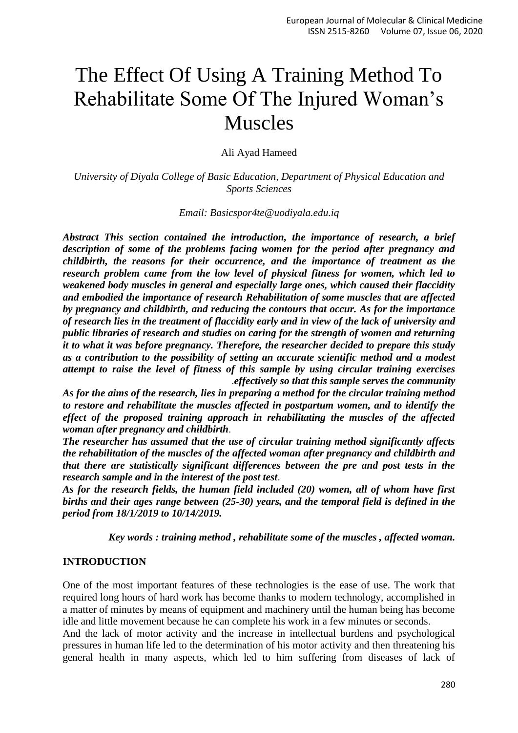# The Effect Of Using A Training Method To Rehabilitate Some Of The Injured Woman's Muscles

Ali Ayad Hameed

*University of Diyala College of Basic Education, Department of Physical Education and Sports Sciences*

*Email: Basicspor4te@uodiyala.edu.iq*

***Abstract** This section contained the introduction, the importance of research, a brief description of some of the problems facing women for the period after pregnancy and childbirth, the reasons for their occurrence, and the importance of treatment as the research problem came from the low level of physical fitness for women, which led to weakened body muscles in general and especially large ones, which caused their flaccidity and embodied the importance of research Rehabilitation of some muscles that are affected by pregnancy and childbirth, and reducing the contours that occur. As for the importance of research lies in the treatment of flaccidity early and in view of the lack of university and public libraries of research and studies on caring for the strength of women and returning it to what it was before pregnancy. Therefore, the researcher decided to prepare this study as a contribution to the possibility of setting an accurate scientific method and a modest attempt to raise the level of fitness of this sample by using circular training exercises .effectively so that this sample serves the community*

***As for the aims of the research, lies in preparing a method for the circular training method to restore and rehabilitate the muscles affected in postpartum women, and to identify the effect of the proposed training approach in rehabilitating the muscles of the affected woman after pregnancy and childbirth**.*

***The researcher has assumed that the use of circular training method significantly affects the rehabilitation of the muscles of the affected woman after pregnancy and childbirth and that there are statistically significant differences between the pre and post tests in the research sample and in the interest of the post test**.*

***As for the research fields, the human field included (20) women, all of whom have first births and their ages range between (25-30) years, and the temporal field is defined in the period from 18/1/2019 to 10/14/2019.***

***Key words : training method , rehabilitate some of the muscles , affected woman.***

## INTRODUCTION

One of the most important features of these technologies is the ease of use. The work that required long hours of hard work has become thanks to modern technology, accomplished in a matter of minutes by means of equipment and machinery until the human being has become idle and little movement because he can complete his work in a few minutes or seconds.

And the lack of motor activity and the increase in intellectual burdens and psychological pressures in human life led to the determination of his motor activity and then threatening his general health in many aspects, which led to him suffering from diseases of lack of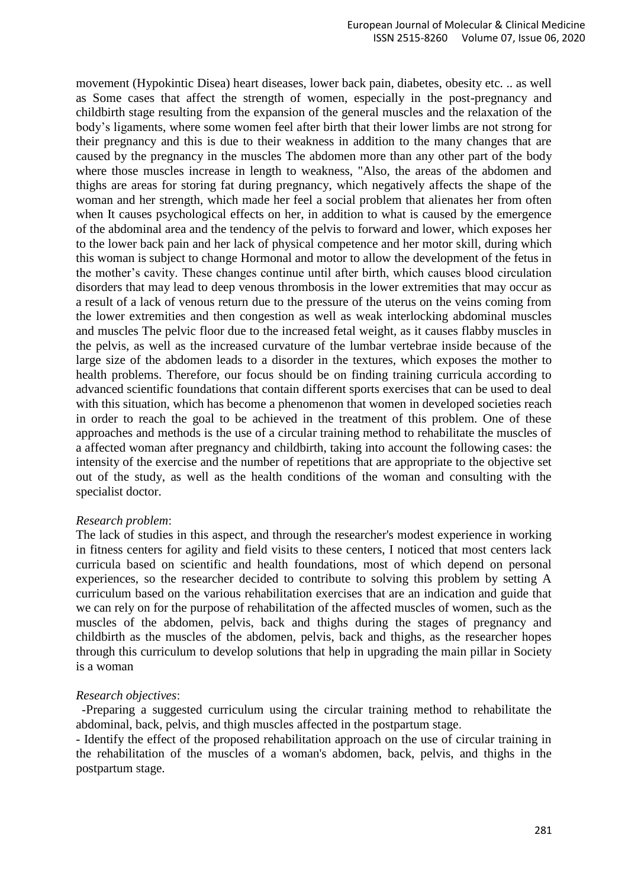movement (Hypokintic Disea) heart diseases, lower back pain, diabetes, obesity etc. .. as well as Some cases that affect the strength of women, especially in the post-pregnancy and childbirth stage resulting from the expansion of the general muscles and the relaxation of the body's ligaments, where some women feel after birth that their lower limbs are not strong for their pregnancy and this is due to their weakness in addition to the many changes that are caused by the pregnancy in the muscles The abdomen more than any other part of the body where those muscles increase in length to weakness, "Also, the areas of the abdomen and thighs are areas for storing fat during pregnancy, which negatively affects the shape of the woman and her strength, which made her feel a social problem that alienates her from often when It causes psychological effects on her, in addition to what is caused by the emergence of the abdominal area and the tendency of the pelvis to forward and lower, which exposes her to the lower back pain and her lack of physical competence and her motor skill, during which this woman is subject to change Hormonal and motor to allow the development of the fetus in the mother's cavity. These changes continue until after birth, which causes blood circulation disorders that may lead to deep venous thrombosis in the lower extremities that may occur as a result of a lack of venous return due to the pressure of the uterus on the veins coming from the lower extremities and then congestion as well as weak interlocking abdominal muscles and muscles The pelvic floor due to the increased fetal weight, as it causes flabby muscles in the pelvis, as well as the increased curvature of the lumbar vertebrae inside because of the large size of the abdomen leads to a disorder in the textures, which exposes the mother to health problems. Therefore, our focus should be on finding training curricula according to advanced scientific foundations that contain different sports exercises that can be used to deal with this situation, which has become a phenomenon that women in developed societies reach in order to reach the goal to be achieved in the treatment of this problem. One of these approaches and methods is the use of a circular training method to rehabilitate the muscles of a affected woman after pregnancy and childbirth, taking into account the following cases: the intensity of the exercise and the number of repetitions that are appropriate to the objective set out of the study, as well as the health conditions of the woman and consulting with the specialist doctor.

*Research problem*:

The lack of studies in this aspect, and through the researcher's modest experience in working in fitness centers for agility and field visits to these centers, I noticed that most centers lack curricula based on scientific and health foundations, most of which depend on personal experiences, so the researcher decided to contribute to solving this problem by setting A curriculum based on the various rehabilitation exercises that are an indication and guide that we can rely on for the purpose of rehabilitation of the affected muscles of women, such as the muscles of the abdomen, pelvis, back and thighs during the stages of pregnancy and childbirth as the muscles of the abdomen, pelvis, back and thighs, as the researcher hopes through this curriculum to develop solutions that help in upgrading the main pillar in Society is a woman

*Research objectives*:

-Preparing a suggested curriculum using the circular training method to rehabilitate the abdominal, back, pelvis, and thigh muscles affected in the postpartum stage.

- Identify the effect of the proposed rehabilitation approach on the use of circular training in the rehabilitation of the muscles of a woman's abdomen, back, pelvis, and thighs in the postpartum stage.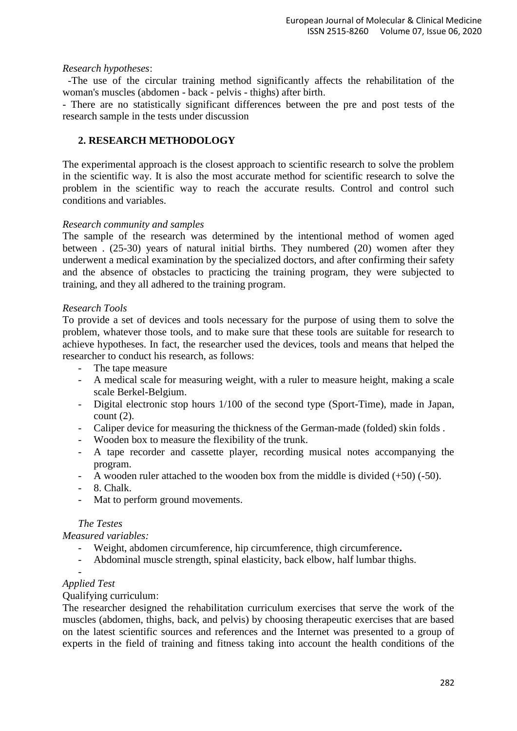*Research hypotheses*:

-The use of the circular training method significantly affects the rehabilitation of the woman's muscles (abdomen - back - pelvis - thighs) after birth.

- There are no statistically significant differences between the pre and post tests of the research sample in the tests under discussion

## 2. RESEARCH METHODOLOGY

The experimental approach is the closest approach to scientific research to solve the problem in the scientific way. It is also the most accurate method for scientific research to solve the problem in the scientific way to reach the accurate results. Control and control such conditions and variables.

*Research community and samples*

The sample of the research was determined by the intentional method of women aged between . (25-30) years of natural initial births. They numbered (20) women after they underwent a medical examination by the specialized doctors, and after confirming their safety and the absence of obstacles to practicing the training program, they were subjected to training, and they all adhered to the training program.

*Research Tools*

To provide a set of devices and tools necessary for the purpose of using them to solve the problem, whatever those tools, and to make sure that these tools are suitable for research to achieve hypotheses. In fact, the researcher used the devices, tools and means that helped the researcher to conduct his research, as follows:

- The tape measure
- A medical scale for measuring weight, with a ruler to measure height, making a scale scale Berkel-Belgium.
- Digital electronic stop hours 1/100 of the second type (Sport-Time), made in Japan, count (2).
- Caliper device for measuring the thickness of the German-made (folded) skin folds .
- Wooden box to measure the flexibility of the trunk.
- A tape recorder and cassette player, recording musical notes accompanying the program.
- A wooden ruler attached to the wooden box from the middle is divided (+50) (-50).
- 8. Chalk.
- Mat to perform ground movements.

*The Testes*

*Measured variables:*

- Weight, abdomen circumference, hip circumference, thigh circumference**.**
- Abdominal muscle strength, spinal elasticity, back elbow, half lumbar thighs.
- 

*Applied Test*

Qualifying curriculum:

The researcher designed the rehabilitation curriculum exercises that serve the work of the muscles (abdomen, thighs, back, and pelvis) by choosing therapeutic exercises that are based on the latest scientific sources and references and the Internet was presented to a group of experts in the field of training and fitness taking into account the health conditions of the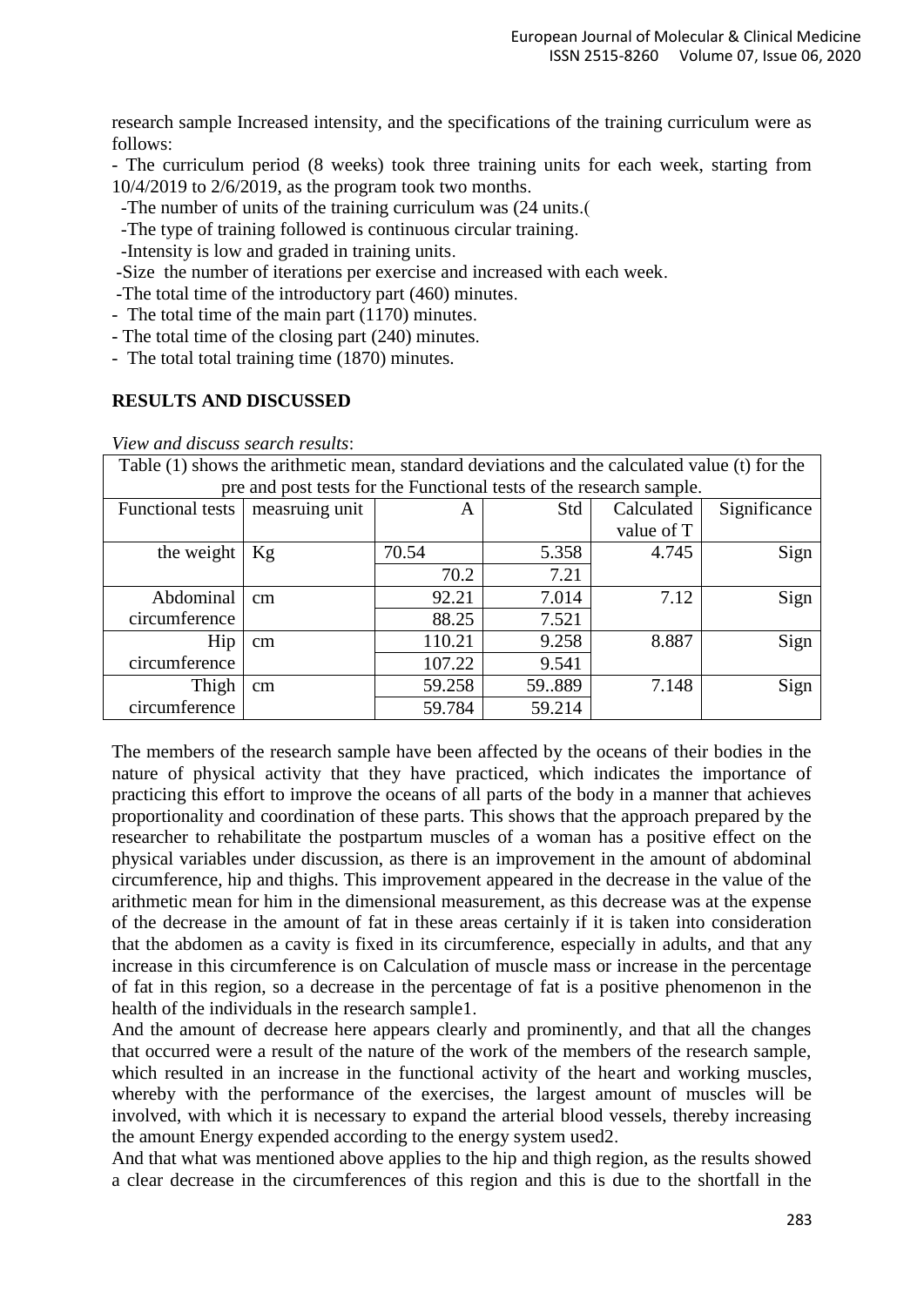research sample Increased intensity, and the specifications of the training curriculum were as follows:

- The curriculum period (8 weeks) took three training units for each week, starting from 10/4/2019 to 2/6/2019, as the program took two months.
- The number of units of the training curriculum was (24 units.(
- The type of training followed is continuous circular training.
- Intensity is low and graded in training units.
- Size the number of iterations per exercise and increased with each week.
- The total time of the introductory part (460) minutes.
- The total time of the main part (1170) minutes.
- The total time of the closing part (240) minutes.
- The total total training time (1870) minutes.

## RESULTS AND DISCUSSED

*View and discuss search results*:

Table (1) shows the arithmetic mean, standard deviations and the calculated value (t) for the pre and post tests for the Functional tests of the research sample.

| Functional tests | measruing unit | A | Std | Calculated value of T | Significance |
|---|---|---|---|---|---|
| the weight | Kg | 70.54 | 5.358 | 4.745 | Sign |
| | | 70.2 | 7.21 | | |
| Abdominal circumference | cm | 92.21 | 7.014 | 7.12 | Sign |
| | | 88.25 | 7.521 | | |
| Hip circumference | cm | 110.21 | 9.258 | 8.887 | Sign |
| | | 107.22 | 9.541 | | |
| Thigh circumference | cm | 59.258 | 59..889 | 7.148 | Sign |
| | | 59.784 | 59.214 | | |

The members of the research sample have been affected by the oceans of their bodies in the nature of physical activity that they have practiced, which indicates the importance of practicing this effort to improve the oceans of all parts of the body in a manner that achieves proportionality and coordination of these parts. This shows that the approach prepared by the researcher to rehabilitate the postpartum muscles of a woman has a positive effect on the physical variables under discussion, as there is an improvement in the amount of abdominal circumference, hip and thighs. This improvement appeared in the decrease in the value of the arithmetic mean for him in the dimensional measurement, as this decrease was at the expense of the decrease in the amount of fat in these areas certainly if it is taken into consideration that the abdomen as a cavity is fixed in its circumference, especially in adults, and that any increase in this circumference is on Calculation of muscle mass or increase in the percentage of fat in this region, so a decrease in the percentage of fat is a positive phenomenon in the health of the individuals in the research sample1.

And the amount of decrease here appears clearly and prominently, and that all the changes that occurred were a result of the nature of the work of the members of the research sample, which resulted in an increase in the functional activity of the heart and working muscles, whereby with the performance of the exercises, the largest amount of muscles will be involved, with which it is necessary to expand the arterial blood vessels, thereby increasing the amount Energy expended according to the energy system used2.

And that what was mentioned above applies to the hip and thigh region, as the results showed a clear decrease in the circumferences of this region and this is due to the shortfall in the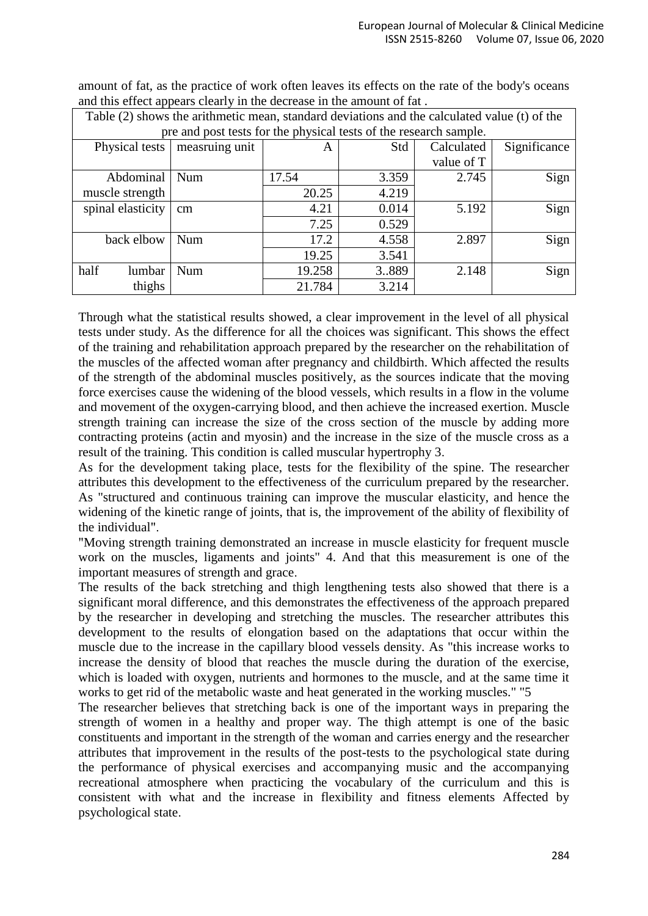amount of fat, as the practice of work often leaves its effects on the rate of the body's oceans and this effect appears clearly in the decrease in the amount of fat .

Table (2) shows the arithmetic mean, standard deviations and the calculated value (t) of the pre and post tests for the physical tests of the research sample.

| Physical tests | measruing unit | A | Std | Calculated value of T | Significance |
|---|---|---|---|---|---|
| Abdominal muscle strength | Num | 17.54 | 3.359 | 2.745 | Sign |
| | | 20.25 | 4.219 | | |
| spinal elasticity | cm | 4.21 | 0.014 | 5.192 | Sign |
| | | 7.25 | 0.529 | | |
| back elbow | Num | 17.2 | 4.558 | 2.897 | Sign |
| | | 19.25 | 3.541 | | |
| half lumbar thighs | Num | 19.258 | 3..889 | 2.148 | Sign |
| | | 21.784 | 3.214 | | |

Through what the statistical results showed, a clear improvement in the level of all physical tests under study. As the difference for all the choices was significant. This shows the effect of the training and rehabilitation approach prepared by the researcher on the rehabilitation of the muscles of the affected woman after pregnancy and childbirth. Which affected the results of the strength of the abdominal muscles positively, as the sources indicate that the moving force exercises cause the widening of the blood vessels, which results in a flow in the volume and movement of the oxygen-carrying blood, and then achieve the increased exertion. Muscle strength training can increase the size of the cross section of the muscle by adding more contracting proteins (actin and myosin) and the increase in the size of the muscle cross as a result of the training. This condition is called muscular hypertrophy 3.

As for the development taking place, tests for the flexibility of the spine. The researcher attributes this development to the effectiveness of the curriculum prepared by the researcher. As "structured and continuous training can improve the muscular elasticity, and hence the widening of the kinetic range of joints, that is, the improvement of the ability of flexibility of the individual".

"Moving strength training demonstrated an increase in muscle elasticity for frequent muscle work on the muscles, ligaments and joints" 4. And that this measurement is one of the important measures of strength and grace.

The results of the back stretching and thigh lengthening tests also showed that there is a significant moral difference, and this demonstrates the effectiveness of the approach prepared by the researcher in developing and stretching the muscles. The researcher attributes this development to the results of elongation based on the adaptations that occur within the muscle due to the increase in the capillary blood vessels density. As "this increase works to increase the density of blood that reaches the muscle during the duration of the exercise, which is loaded with oxygen, nutrients and hormones to the muscle, and at the same time it works to get rid of the metabolic waste and heat generated in the working muscles." "5

The researcher believes that stretching back is one of the important ways in preparing the strength of women in a healthy and proper way. The thigh attempt is one of the basic constituents and important in the strength of the woman and carries energy and the researcher attributes that improvement in the results of the post-tests to the psychological state during the performance of physical exercises and accompanying music and the accompanying recreational atmosphere when practicing the vocabulary of the curriculum and this is consistent with what and the increase in flexibility and fitness elements Affected by psychological state.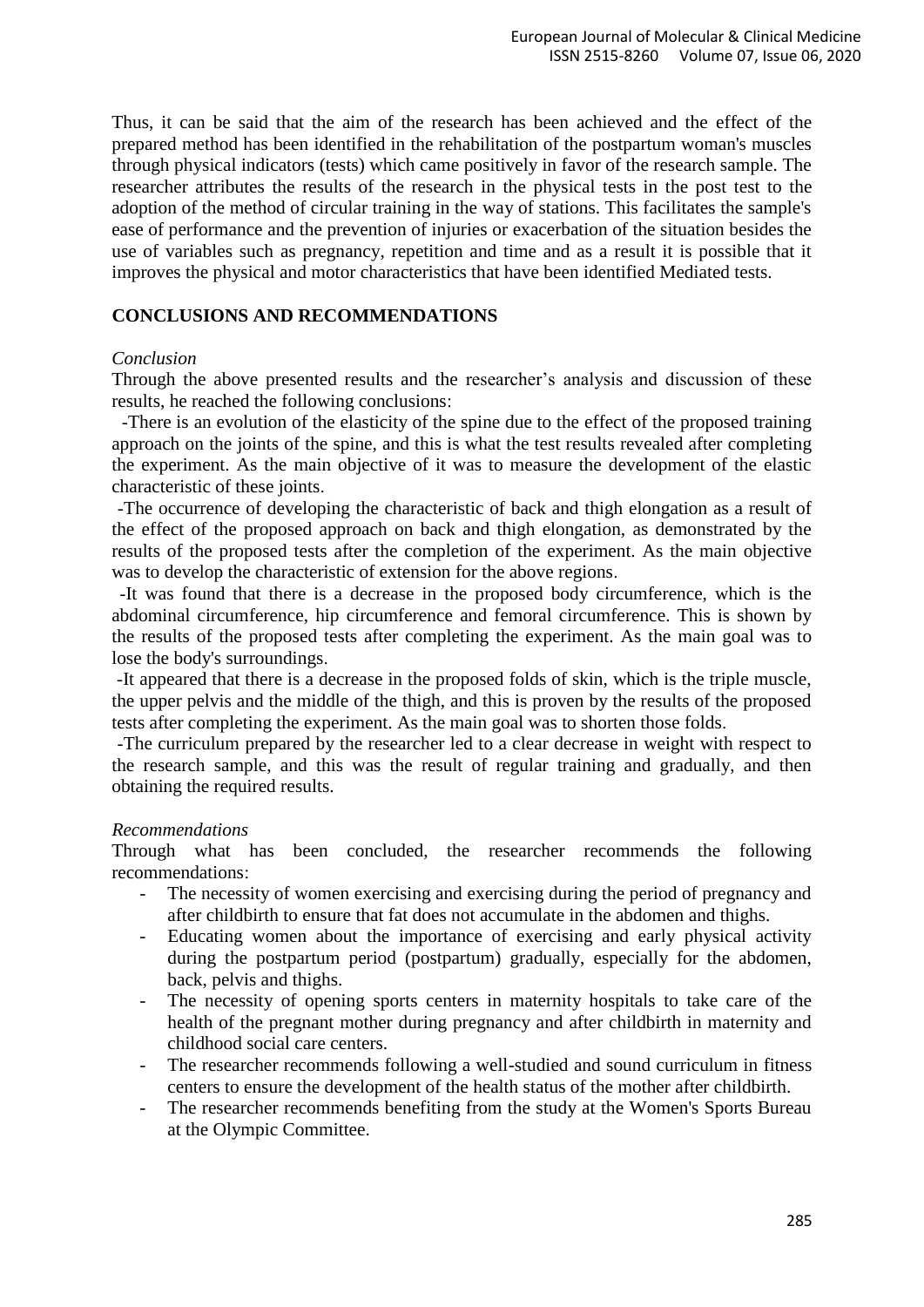Thus, it can be said that the aim of the research has been achieved and the effect of the prepared method has been identified in the rehabilitation of the postpartum woman's muscles through physical indicators (tests) which came positively in favor of the research sample. The researcher attributes the results of the research in the physical tests in the post test to the adoption of the method of circular training in the way of stations. This facilitates the sample's ease of performance and the prevention of injuries or exacerbation of the situation besides the use of variables such as pregnancy, repetition and time and as a result it is possible that it improves the physical and motor characteristics that have been identified Mediated tests.

## CONCLUSIONS AND RECOMMENDATIONS

### *Conclusion*

Through the above presented results and the researcher's analysis and discussion of these results, he reached the following conclusions:

-There is an evolution of the elasticity of the spine due to the effect of the proposed training approach on the joints of the spine, and this is what the test results revealed after completing the experiment. As the main objective of it was to measure the development of the elastic characteristic of these joints.

-The occurrence of developing the characteristic of back and thigh elongation as a result of the effect of the proposed approach on back and thigh elongation, as demonstrated by the results of the proposed tests after the completion of the experiment. As the main objective was to develop the characteristic of extension for the above regions.

-It was found that there is a decrease in the proposed body circumference, which is the abdominal circumference, hip circumference and femoral circumference. This is shown by the results of the proposed tests after completing the experiment. As the main goal was to lose the body's surroundings.

-It appeared that there is a decrease in the proposed folds of skin, which is the triple muscle, the upper pelvis and the middle of the thigh, and this is proven by the results of the proposed tests after completing the experiment. As the main goal was to shorten those folds.

-The curriculum prepared by the researcher led to a clear decrease in weight with respect to the research sample, and this was the result of regular training and gradually, and then obtaining the required results.

### *Recommendations*

Through what has been concluded, the researcher recommends the following recommendations:

- The necessity of women exercising and exercising during the period of pregnancy and after childbirth to ensure that fat does not accumulate in the abdomen and thighs.
- Educating women about the importance of exercising and early physical activity during the postpartum period (postpartum) gradually, especially for the abdomen, back, pelvis and thighs.
- The necessity of opening sports centers in maternity hospitals to take care of the health of the pregnant mother during pregnancy and after childbirth in maternity and childhood social care centers.
- The researcher recommends following a well-studied and sound curriculum in fitness centers to ensure the development of the health status of the mother after childbirth.
- The researcher recommends benefiting from the study at the Women's Sports Bureau at the Olympic Committee.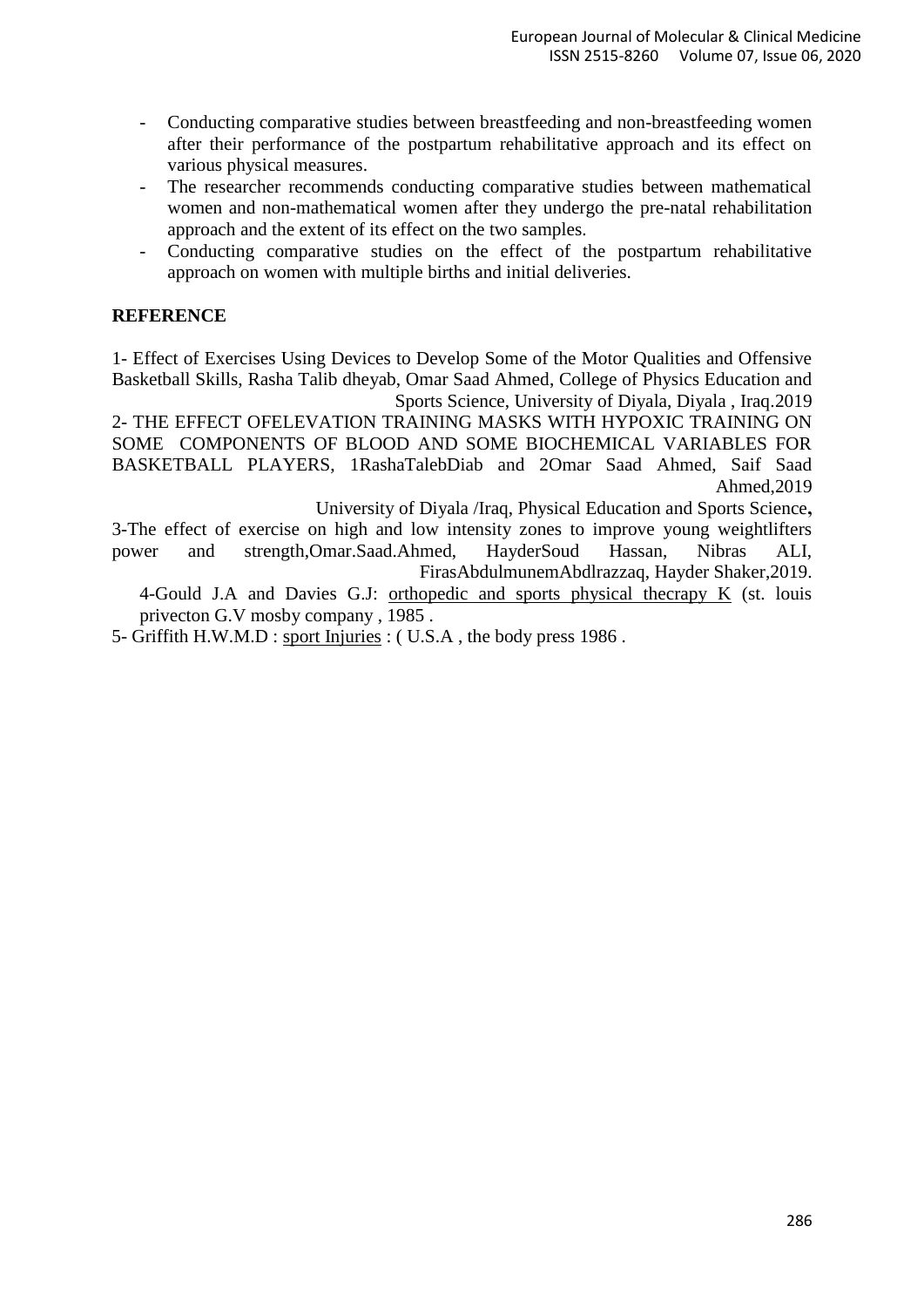- Conducting comparative studies between breastfeeding and non-breastfeeding women after their performance of the postpartum rehabilitative approach and its effect on various physical measures.
- The researcher recommends conducting comparative studies between mathematical women and non-mathematical women after they undergo the pre-natal rehabilitation approach and the extent of its effect on the two samples.
- Conducting comparative studies on the effect of the postpartum rehabilitative approach on women with multiple births and initial deliveries.

## REFERENCE

1- Effect of Exercises Using Devices to Develop Some of the Motor Qualities and Offensive Basketball Skills, Rasha Talib dheyab, Omar Saad Ahmed, College of Physics Education and Sports Science, University of Diyala, Diyala , Iraq.2019

2- THE EFFECT OFELEVATION TRAINING MASKS WITH HYPOXIC TRAINING ON SOME COMPONENTS OF BLOOD AND SOME BIOCHEMICAL VARIABLES FOR BASKETBALL PLAYERS, 1RashaTalebDiab and 2Omar Saad Ahmed, Saif Saad Ahmed,2019

University of Diyala /Iraq, Physical Education and Sports Science**,**

3-The effect of exercise on high and low intensity zones to improve young weightlifters power and strength,Omar.Saad.Ahmed, HayderSoud Hassan, Nibras ALI, FirasAbdulmunemAbdlrazzaq, Hayder Shaker,2019.

4-Gould J.A and Davies G.J: orthopedic and sports physical thecrapy K (st. louis privecton G.V mosby company , 1985 .

5- Griffith H.W.M.D : sport Injuries : ( U.S.A , the body press 1986 .